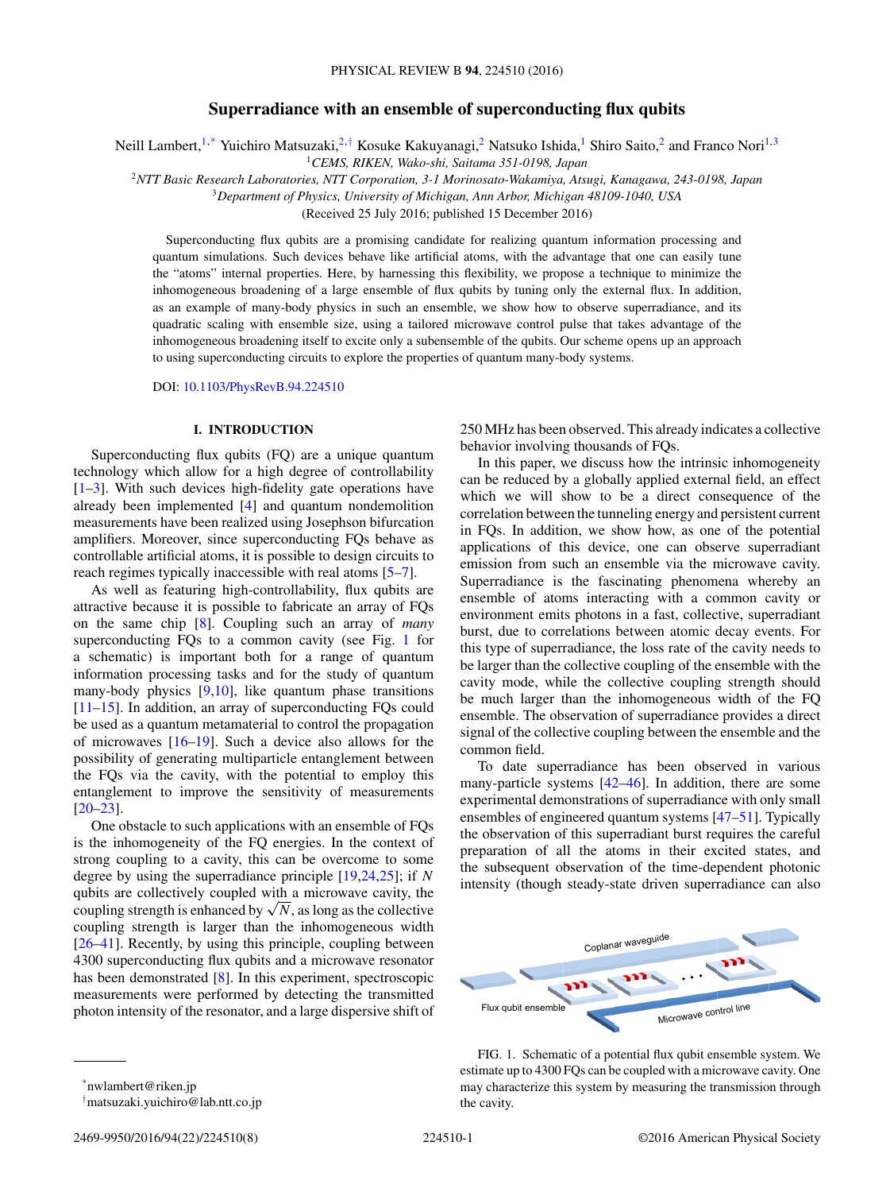# Superradiance with an ensemble of superconducting flux qubits

Neill Lambert,[1,*] Yuichiro Matsuzaki,[2,†] Kosuke Kakuyanagi,[2] Natsuko Ishida,[1] Shiro Saito,[2] and Franco Nori[1,3]

[1]*CEMS, RIKEN, Wako-shi, Saitama 351-0198, Japan*
[2]*NTT Basic Research Laboratories, NTT Corporation, 3-1 Morinosato-Wakamiya, Atsugi, Kanagawa, 243-0198, Japan*
[3]*Department of Physics, University of Michigan, Ann Arbor, Michigan 48109-1040, USA*

(Received 25 July 2016; published 15 December 2016)

Superconducting flux qubits are a promising candidate for realizing quantum information processing and quantum simulations. Such devices behave like artificial atoms, with the advantage that one can easily tune the "atoms" internal properties. Here, by harnessing this flexibility, we propose a technique to minimize the inhomogeneous broadening of a large ensemble of flux qubits by tuning only the external flux. In addition, as an example of many-body physics in such an ensemble, we show how to observe superradiance, and its quadratic scaling with ensemble size, using a tailored microwave control pulse that takes advantage of the inhomogeneous broadening itself to excite only a subensemble of the qubits. Our scheme opens up an approach to using superconducting circuits to explore the properties of quantum many-body systems.

DOI: 10.1103/PhysRevB.94.224510

## I. INTRODUCTION

Superconducting flux qubits (FQ) are a unique quantum technology which allow for a high degree of controllability [1–3]. With such devices high-fidelity gate operations have already been implemented [4] and quantum nondemolition measurements have been realized using Josephson bifurcation amplifiers. Moreover, since superconducting FQs behave as controllable artificial atoms, it is possible to design circuits to reach regimes typically inaccessible with real atoms [5–7].

As well as featuring high-controllability, flux qubits are attractive because it is possible to fabricate an array of FQs on the same chip [8]. Coupling such an array of *many* superconducting FQs to a common cavity (see Fig. 1 for a schematic) is important both for a range of quantum information processing tasks and for the study of quantum many-body physics [9,10], like quantum phase transitions [11–15]. In addition, an array of superconducting FQs could be used as a quantum metamaterial to control the propagation of microwaves [16–19]. Such a device also allows for the possibility of generating multiparticle entanglement between the FQs via the cavity, with the potential to employ this entanglement to improve the sensitivity of measurements [20–23].

One obstacle to such applications with an ensemble of FQs is the inhomogeneity of the FQ energies. In the context of strong coupling to a cavity, this can be overcome to some degree by using the superradiance principle [19,24,25]; if $N$ qubits are collectively coupled with a microwave cavity, the coupling strength is enhanced by $\sqrt{N}$, as long as the collective coupling strength is larger than the inhomogeneous width [26–41]. Recently, by using this principle, coupling between 4300 superconducting flux qubits and a microwave resonator has been demonstrated [8]. In this experiment, spectroscopic measurements were performed by detecting the transmitted photon intensity of the resonator, and a large dispersive shift of 250 MHz has been observed. This already indicates a collective behavior involving thousands of FQs.

In this paper, we discuss how the intrinsic inhomogeneity can be reduced by a globally applied external field, an effect which we will show to be a direct consequence of the correlation between the tunneling energy and persistent current in FQs. In addition, we show how, as one of the potential applications of this device, one can observe superradiant emission from such an ensemble via the microwave cavity. Superradiance is the fascinating phenomena whereby an ensemble of atoms interacting with a common cavity or environment emits photons in a fast, collective, superradiant burst, due to correlations between atomic decay events. For this type of superradiance, the loss rate of the cavity needs to be larger than the collective coupling of the ensemble with the cavity mode, while the collective coupling strength should be much larger than the inhomogeneous width of the FQ ensemble. The observation of superradiance provides a direct signal of the collective coupling between the ensemble and the common field.

To date superradiance has been observed in various many-particle systems [42–46]. In addition, there are some experimental demonstrations of superradiance with only small ensembles of engineered quantum systems [47–51]. Typically the observation of this superradiant burst requires the careful preparation of all the atoms in their excited states, and the subsequent observation of the time-dependent photonic intensity (though steady-state driven superradiance can also

FIG. 1. Schematic of a potential flux qubit ensemble system. We estimate up to 4300 FQs can be coupled with a microwave cavity. One may characterize this system by measuring the transmission through the cavity.

*nwlambert@riken.jp
†matsuzaki.yuichiro@lab.ntt.co.jp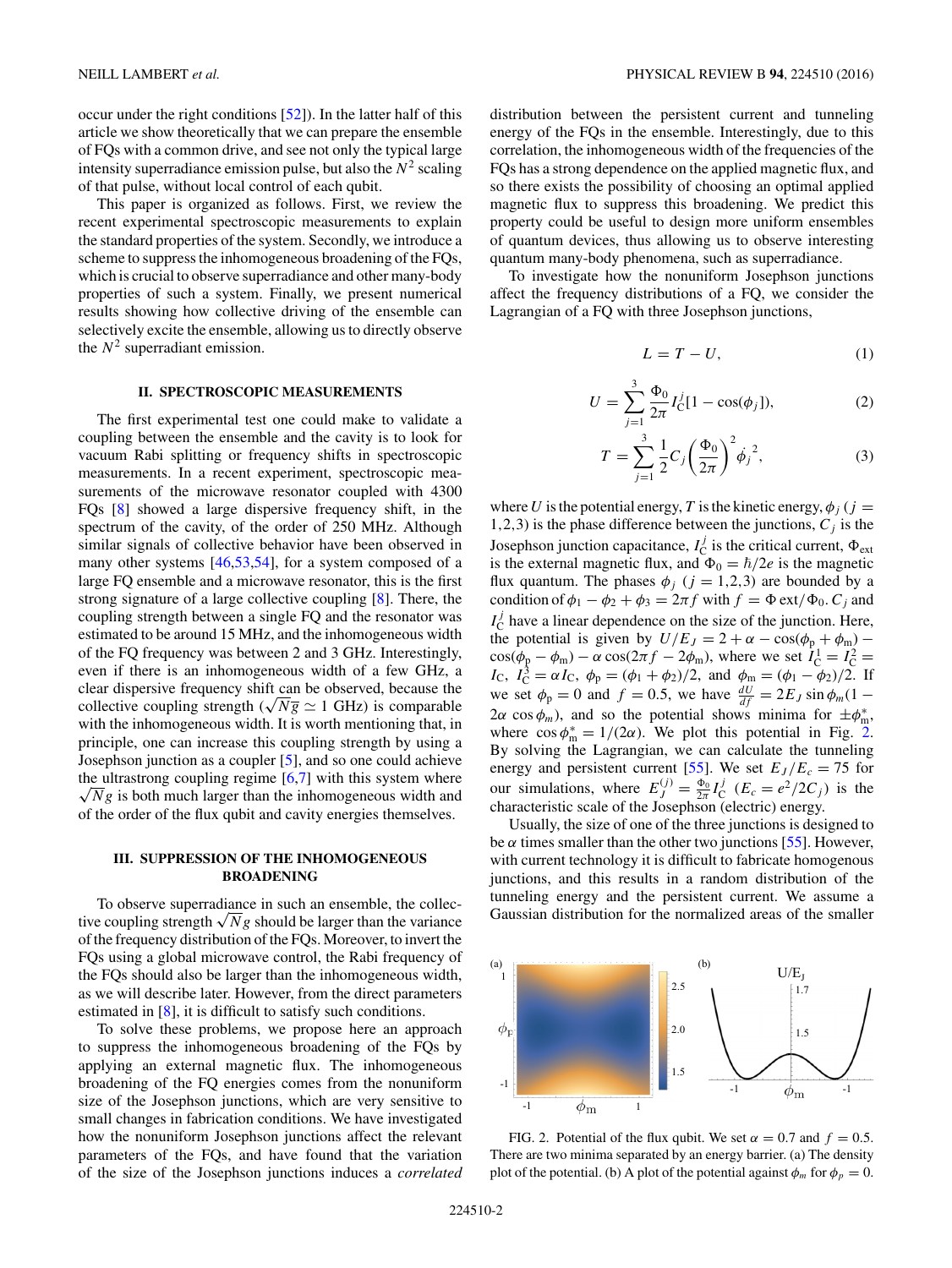occur under the right conditions [52]). In the latter half of this article we show theoretically that we can prepare the ensemble of FQs with a common drive, and see not only the typical large intensity superradiance emission pulse, but also the $N^2$ scaling of that pulse, without local control of each qubit.

This paper is organized as follows. First, we review the recent experimental spectroscopic measurements to explain the standard properties of the system. Secondly, we introduce a scheme to suppress the inhomogeneous broadening of the FQs, which is crucial to observe superradiance and other many-body properties of such a system. Finally, we present numerical results showing how collective driving of the ensemble can selectively excite the ensemble, allowing us to directly observe the $N^2$ superradiant emission.

## II. SPECTROSCOPIC MEASUREMENTS

The first experimental test one could make to validate a coupling between the ensemble and the cavity is to look for vacuum Rabi splitting or frequency shifts in spectroscopic measurements. In a recent experiment, spectroscopic measurements of the microwave resonator coupled with 4300 FQs [8] showed a large dispersive frequency shift, in the spectrum of the cavity, of the order of 250 MHz. Although similar signals of collective behavior have been observed in many other systems [46,53,54], for a system composed of a large FQ ensemble and a microwave resonator, this is the first strong signature of a large collective coupling [8]. There, the coupling strength between a single FQ and the resonator was estimated to be around 15 MHz, and the inhomogeneous width of the FQ frequency was between 2 and 3 GHz. Interestingly, even if there is an inhomogeneous width of a few GHz, a clear dispersive frequency shift can be observed, because the collective coupling strength ($\sqrt{N}g \simeq 1$ GHz) is comparable with the inhomogeneous width. It is worth mentioning that, in principle, one can increase this coupling strength by using a Josephson junction as a coupler [5], and so one could achieve the ultrastrong coupling regime [6,7] with this system where $\sqrt{N}g$ is both much larger than the inhomogeneous width and of the order of the flux qubit and cavity energies themselves.

## III. SUPPRESSION OF THE INHOMOGENEOUS BROADENING

To observe superradiance in such an ensemble, the collective coupling strength $\sqrt{N}g$ should be larger than the variance of the frequency distribution of the FQs. Moreover, to invert the FQs using a global microwave control, the Rabi frequency of the FQs should also be larger than the inhomogeneous width, as we will describe later. However, from the direct parameters estimated in [8], it is difficult to satisfy such conditions.

To solve these problems, we propose here an approach to suppress the inhomogeneous broadening of the FQs by applying an external magnetic flux. The inhomogeneous broadening of the FQ energies comes from the nonuniform size of the Josephson junctions, which are very sensitive to small changes in fabrication conditions. We have investigated how the nonuniform Josephson junctions affect the relevant parameters of the FQs, and have found that the variation of the size of the Josephson junctions induces a *correlated* distribution between the persistent current and tunneling energy of the FQs in the ensemble. Interestingly, due to this correlation, the inhomogeneous width of the frequencies of the FQs has a strong dependence on the applied magnetic flux, and so there exists the possibility of choosing an optimal applied magnetic flux to suppress this broadening. We predict this property could be useful to design more uniform ensembles of quantum devices, thus allowing us to observe interesting quantum many-body phenomena, such as superradiance.

To investigate how the nonuniform Josephson junctions affect the frequency distributions of a FQ, we consider the Lagrangian of a FQ with three Josephson junctions,

$$L = T - U, \tag{1}$$

$$U = \sum_{j=1}^{3} \frac{\Phi_0}{2\pi} I_C^j [1 - \cos(\phi_j)], \tag{2}$$

$$T = \sum_{j=1}^{3} \frac{1}{2} C_j \left(\frac{\Phi_0}{2\pi}\right)^2 \dot{\phi}_j^{\,2}, \tag{3}$$

where $U$ is the potential energy, $T$ is the kinetic energy, $\phi_j$ ($j = 1,2,3$) is the phase difference between the junctions, $C_j$ is the Josephson junction capacitance, $I_C^j$ is the critical current, $\Phi_{\rm ext}$ is the external magnetic flux, and $\Phi_0 = \hbar/2e$ is the magnetic flux quantum. The phases $\phi_j$ ($j = 1,2,3$) are bounded by a condition of $\phi_1 - \phi_2 + \phi_3 = 2\pi f$ with $f = \Phi\,{\rm ext}/\Phi_0$. $C_j$ and $I_C^j$ have a linear dependence on the size of the junction. Here, the potential is given by $U/E_J = 2 + \alpha - \cos(\phi_{\rm p} + \phi_{\rm m}) - \cos(\phi_{\rm p} - \phi_{\rm m}) - \alpha\cos(2\pi f - 2\phi_{\rm m})$, where we set $I_C^1 = I_C^2 = I_C$, $I_C^3 = \alpha I_C$, $\phi_{\rm p} = (\phi_1 + \phi_2)/2$, and $\phi_{\rm m} = (\phi_1 - \phi_2)/2$. If we set $\phi_{\rm p} = 0$ and $f = 0.5$, we have $\frac{dU}{df} = 2E_J \sin\phi_m(1 - 2\alpha\cos\phi_m)$, and so the potential shows minima for $\pm\phi_{\rm m}^*$, where $\cos\phi_{\rm m}^* = 1/(2\alpha)$. We plot this potential in Fig. 2. By solving the Lagrangian, we can calculate the tunneling energy and persistent current [55]. We set $E_J/E_c = 75$ for our simulations, where $E_J^{(j)} = \frac{\Phi_0}{2\pi} I_C^j$ ($E_c = e^2/2C_j$) is the characteristic scale of the Josephson (electric) energy.

Usually, the size of one of the three junctions is designed to be $\alpha$ times smaller than the other two junctions [55]. However, with current technology it is difficult to fabricate homogenous junctions, and this results in a random distribution of the tunneling energy and the persistent current. We assume a Gaussian distribution for the normalized areas of the smaller

FIG. 2. Potential of the flux qubit. We set $\alpha = 0.7$ and $f = 0.5$. There are two minima separated by an energy barrier. (a) The density plot of the potential. (b) A plot of the potential against $\phi_m$ for $\phi_p = 0$.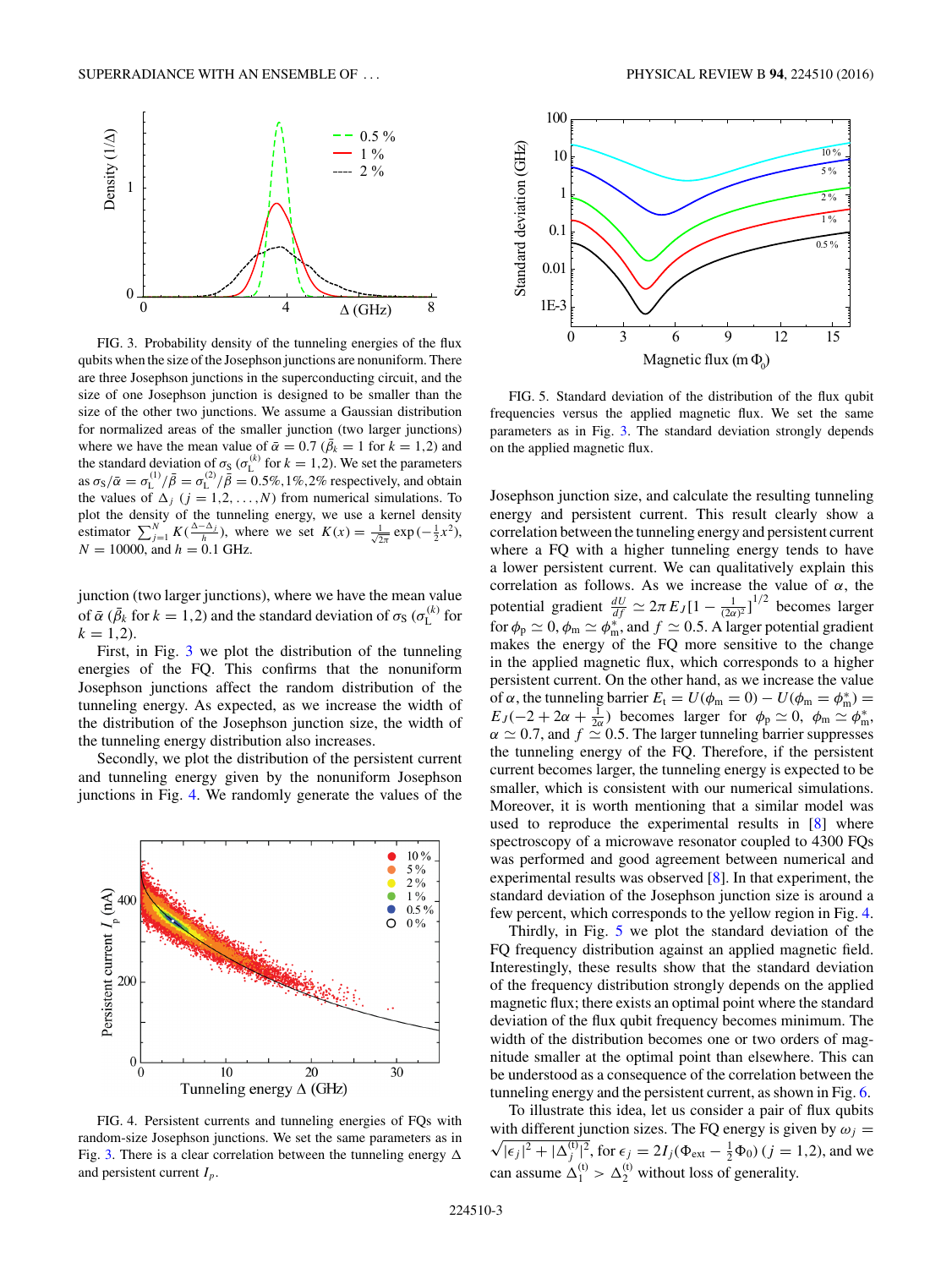FIG. 3. Probability density of the tunneling energies of the flux qubits when the size of the Josephson junctions are nonuniform. There are three Josephson junctions in the superconducting circuit, and the size of one Josephson junction is designed to be smaller than the size of the other two junctions. We assume a Gaussian distribution for normalized areas of the smaller junction (two larger junctions) where we have the mean value of $\bar{\alpha} = 0.7$ ($\bar{\beta}_k = 1$ for $k = 1,2$) and the standard deviation of $\sigma_{\rm S}$ ($\sigma_{\rm L}^{(k)}$ for $k = 1,2$). We set the parameters as $\sigma_{\rm S}/\bar{\alpha} = \sigma_{\rm L}^{(1)}/\bar{\beta} = \sigma_{\rm L}^{(2)}/\bar{\beta} = 0.5\%, 1\%, 2\%$ respectively, and obtain the values of $\Delta_j$ ($j = 1,2,\ldots,N$) from numerical simulations. To plot the density of the tunneling energy, we use a kernel density estimator $\sum_{j=1}^{N} K(\frac{\Delta - \Delta_j}{h})$, where we set $K(x) = \frac{1}{\sqrt{2\pi}} \exp(-\frac{1}{2}x^2)$, $N = 10000$, and $h = 0.1$ GHz.

junction (two larger junctions), where we have the mean value of $\bar{\alpha}$ ($\bar{\beta}_k$ for $k = 1,2$) and the standard deviation of $\sigma_{\rm S}$ ($\sigma_{\rm L}^{(k)}$ for $k = 1,2$).

First, in Fig. 3 we plot the distribution of the tunneling energies of the FQ. This confirms that the nonuniform Josephson junctions affect the random distribution of the tunneling energy. As expected, as we increase the width of the distribution of the Josephson junction size, the width of the tunneling energy distribution also increases.

Secondly, we plot the distribution of the persistent current and tunneling energy given by the nonuniform Josephson junctions in Fig. 4. We randomly generate the values of the Josephson junction size, and calculate the resulting tunneling energy and persistent current. This result clearly show a correlation between the tunneling energy and persistent current where a FQ with a higher tunneling energy tends to have a lower persistent current. We can qualitatively explain this correlation as follows. As we increase the value of $\alpha$, the potential gradient $\frac{dU}{df} \simeq 2\pi E_J[1 - \frac{1}{(2\alpha)^2}]^{1/2}$ becomes larger for $\phi_{\rm p} \simeq 0$, $\phi_{\rm m} \simeq \phi_{\rm m}^*$, and $f \simeq 0.5$. A larger potential gradient makes the energy of the FQ more sensitive to the change in the applied magnetic flux, which corresponds to a higher persistent current. On the other hand, as we increase the value of $\alpha$, the tunneling barrier $E_{\rm t} = U(\phi_{\rm m} = 0) - U(\phi_{\rm m} = \phi_{\rm m}^*) = E_J(-2 + 2\alpha + \frac{1}{2\alpha})$ becomes larger for $\phi_{\rm p} \simeq 0$, $\phi_{\rm m} \simeq \phi_{\rm m}^*$, $\alpha \simeq 0.7$, and $f \simeq 0.5$. The larger tunneling barrier suppresses the tunneling energy of the FQ. Therefore, if the persistent current becomes larger, the tunneling energy is expected to be smaller, which is consistent with our numerical simulations. Moreover, it is worth mentioning that a similar model was used to reproduce the experimental results in [8] where spectroscopy of a microwave resonator coupled to 4300 FQs was performed and good agreement between numerical and experimental results was observed [8]. In that experiment, the standard deviation of the Josephson junction size is around a few percent, which corresponds to the yellow region in Fig. 4.

FIG. 4. Persistent currents and tunneling energies of FQs with random-size Josephson junctions. We set the same parameters as in Fig. 3. There is a clear correlation between the tunneling energy $\Delta$ and persistent current $I_p$.

FIG. 5. Standard deviation of the distribution of the flux qubit frequencies versus the applied magnetic flux. We set the same parameters as in Fig. 3. The standard deviation strongly depends on the applied magnetic flux.

Thirdly, in Fig. 5 we plot the standard deviation of the FQ frequency distribution against an applied magnetic field. Interestingly, these results show that the standard deviation of the frequency distribution strongly depends on the applied magnetic flux; there exists an optimal point where the standard deviation of the flux qubit frequency becomes minimum. The width of the distribution becomes one or two orders of magnitude smaller at the optimal point than elsewhere. This can be understood as a consequence of the correlation between the tunneling energy and the persistent current, as shown in Fig. 6.

To illustrate this idea, let us consider a pair of flux qubits with different junction sizes. The FQ energy is given by $\omega_j = \sqrt{|\epsilon_j|^2 + |\Delta_j^{(t)}|^2}$, for $\epsilon_j = 2I_j(\Phi_{\rm ext} - \frac{1}{2}\Phi_0)$ ($j = 1,2$), and we can assume $\Delta_1^{(t)} > \Delta_2^{(t)}$ without loss of generality.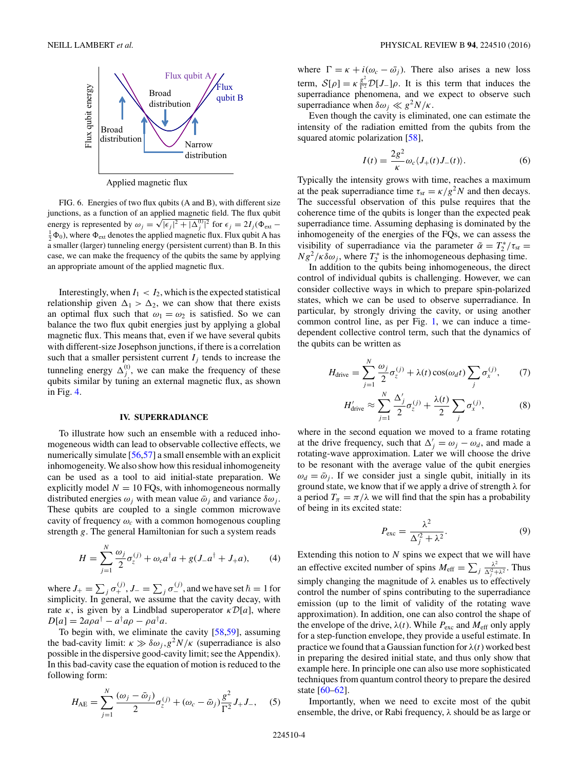FIG. 6. Energies of two flux qubits (A and B), with different size junctions, as a function of an applied magnetic field. The flux qubit energy is represented by $\omega_j = \sqrt{|\epsilon_j|^2 + |\Delta_j^{(t)}|^2}$ for $\epsilon_j = 2I_j(\Phi_{\text{ext}} - \frac{1}{2}\Phi_0)$, where $\Phi_{\text{ext}}$ denotes the applied magnetic flux. Flux qubit A has a smaller (larger) tunneling energy (persistent current) than B. In this case, we can make the frequency of the qubits the same by applying an appropriate amount of the applied magnetic flux.

Interestingly, when $I_1 < I_2$, which is the expected statistical relationship given $\Delta_1 > \Delta_2$, we can show that there exists an optimal flux such that $\omega_1 = \omega_2$ is satisfied. So we can balance the two flux qubit energies just by applying a global magnetic flux. This means that, even if we have several qubits with different-size Josephson junctions, if there is a correlation such that a smaller persistent current $I_j$ tends to increase the tunneling energy $\Delta_j^{(t)}$, we can make the frequency of these qubits similar by tuning an external magnetic flux, as shown in Fig. 4.

## IV. SUPERRADIANCE

To illustrate how such an ensemble with a reduced inhomogeneous width can lead to observable collective effects, we numerically simulate [56,57] a small ensemble with an explicit inhomogeneity. We also show how this residual inhomogeneity can be used as a tool to aid initial-state preparation. We explicitly model $N = 10$ FQs, with inhomogeneous normally distributed energies $\omega_j$ with mean value $\bar{\omega}_j$ and variance $\delta\omega_j$. These qubits are coupled to a single common microwave cavity of frequency $\omega_c$ with a common homogenous coupling strength $g$. The general Hamiltonian for such a system reads

$$H = \sum_{j=1}^{N} \frac{\omega_j}{2}\sigma_z^{(j)} + \omega_c a^\dagger a + g(J_- a^\dagger + J_+ a), \tag{4}$$

where $J_+ = \sum_j \sigma_+^{(j)}$, $J_- = \sum_j \sigma_-^{(j)}$, and we have set $\hbar = 1$ for simplicity. In general, we assume that the cavity decay, with rate $\kappa$, is given by a Lindblad superoperator $\kappa\mathcal{D}[a]$, where $D[a] = 2a\rho a^\dagger - a^\dagger a\rho - \rho a^\dagger a$.

To begin with, we eliminate the cavity [58,59], assuming the bad-cavity limit: $\kappa \gg \delta\omega_j, g^2N/\kappa$ (superradiance is also possible in the dispersive good-cavity limit; see the Appendix). In this bad-cavity case the equation of motion is reduced to the following form:

$$H_{\text{AE}} = \sum_{j=1}^{N} \frac{(\omega_j - \bar{\omega}_j)}{2}\sigma_z^{(j)} + (\omega_c - \bar{\omega}_j)\frac{g^2}{\Gamma^2}J_+J_-, \tag{5}$$

where $\Gamma = \kappa + i(\omega_c - \bar{\omega}_j)$. There also arises a new loss term, $\mathcal{S}[\rho] = \kappa\frac{g^2}{\Gamma^2}\mathcal{D}[J_-]\rho$. It is this term that induces the superradiance phenomena, and we expect to observe such superradiance when $\delta\omega_j \ll g^2N/\kappa$.

Even though the cavity is eliminated, one can estimate the intensity of the radiation emitted from the qubits from the squared atomic polarization [58],

$$I(t) = \frac{2g^2}{\kappa}\omega_c\langle J_+(t)J_-(t)\rangle. \tag{6}$$

Typically the intensity grows with time, reaches a maximum at the peak superradiance time $\tau_{\text{sr}} = \kappa/g^2N$ and then decays. The successful observation of this pulse requires that the coherence time of the qubits is longer than the expected peak superradiance time. Assuming dephasing is dominated by the inhomogeneity of the energies of the FQs, we can assess the visibility of superradiance via the parameter $\tilde{\alpha} = T_2^*/\tau_{\text{sr}} = Ng^2/\kappa\delta\omega_j$, where $T_2^*$ is the inhomogeneous dephasing time.

In addition to the qubits being inhomogeneous, the direct control of individual qubits is challenging. However, we can consider collective ways in which to prepare spin-polarized states, which we can be used to observe superradiance. In particular, by strongly driving the cavity, or using another common control line, as per Fig. 1, we can induce a time-dependent collective control term, such that the dynamics of the qubits can be written as

$$H_{\text{drive}} = \sum_{j=1}^{N} \frac{\omega_j}{2}\sigma_z^{(j)} + \lambda(t)\cos(\omega_d t)\sum_j \sigma_x^{(j)}, \tag{7}$$

$$H'_{\text{drive}} \approx \sum_{j=1}^{N} \frac{\Delta'_j}{2}\sigma_z^{(j)} + \frac{\lambda(t)}{2}\sum_j \sigma_x^{(j)}, \tag{8}$$

where in the second equation we moved to a frame rotating at the drive frequency, such that $\Delta'_j = \omega_j - \omega_d$, and made a rotating-wave approximation. Later we will choose the drive to be resonant with the average value of the qubit energies $\omega_d = \bar{\omega}_j$. If we consider just a single qubit, initially in its ground state, we know that if we apply a drive of strength $\lambda$ for a period $T_\pi = \pi/\lambda$ we will find that the spin has a probability of being in its excited state:

$$P_{\text{exc}} = \frac{\lambda^2}{\Delta_j'^2 + \lambda^2}. \tag{9}$$

Extending this notion to $N$ spins we expect that we will have an effective excited number of spins $M_{\text{eff}} = \sum_j \frac{\lambda^2}{\Delta_j'^2 + \lambda^2}$. Thus simply changing the magnitude of $\lambda$ enables us to effectively control the number of spins contributing to the superradiance emission (up to the limit of validity of the rotating wave approximation). In addition, one can also control the shape of the envelope of the drive, $\lambda(t)$. While $P_{\text{exc}}$ and $M_{\text{eff}}$ only apply for a step-function envelope, they provide a useful estimate. In practice we found that a Gaussian function for $\lambda(t)$ worked best in preparing the desired initial state, and thus only show that example here. In principle one can also use more sophisticated techniques from quantum control theory to prepare the desired state [60–62].

Importantly, when we need to excite most of the qubit ensemble, the drive, or Rabi frequency, $\lambda$ should be as large or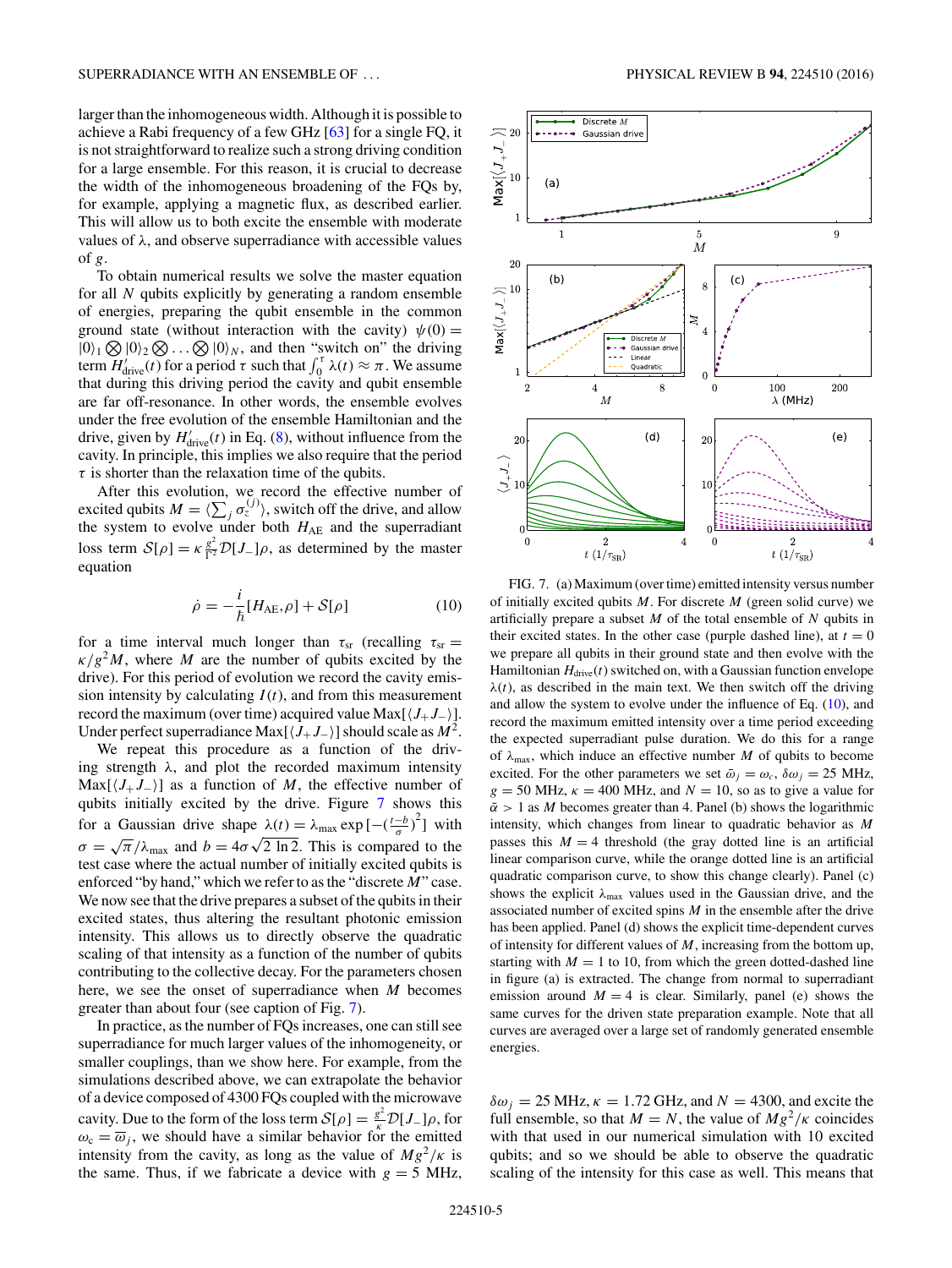larger than the inhomogeneous width. Although it is possible to achieve a Rabi frequency of a few GHz [63] for a single FQ, it is not straightforward to realize such a strong driving condition for a large ensemble. For this reason, it is crucial to decrease the width of the inhomogeneous broadening of the FQs by, for example, applying a magnetic flux, as described earlier. This will allow us to both excite the ensemble with moderate values of $\lambda$, and observe superradiance with accessible values of $g$.

To obtain numerical results we solve the master equation for all $N$ qubits explicitly by generating a random ensemble of energies, preparing the qubit ensemble in the common ground state (without interaction with the cavity) $\psi(0) = |0\rangle_1 \bigotimes |0\rangle_2 \bigotimes \ldots \bigotimes |0\rangle_N$, and then "switch on" the driving term $H'_{\rm drive}(t)$ for a period $\tau$ such that $\int_0^\tau \lambda(t) \approx \pi$. We assume that during this driving period the cavity and qubit ensemble are far off-resonance. In other words, the ensemble evolves under the free evolution of the ensemble Hamiltonian and the drive, given by $H'_{\rm drive}(t)$ in Eq. (8), without influence from the cavity. In principle, this implies we also require that the period $\tau$ is shorter than the relaxation time of the qubits.

After this evolution, we record the effective number of excited qubits $M = \langle \sum_j \sigma_z^{(j)} \rangle$, switch off the drive, and allow the system to evolve under both $H_{\rm AE}$ and the superradiant loss term $\mathcal{S}[\rho] = \kappa \frac{g^2}{\Gamma^2} \mathcal{D}[J_-]\rho$, as determined by the master equation

$$\dot{\rho} = -\frac{i}{\hbar}[H_{\rm AE}, \rho] + \mathcal{S}[\rho] \tag{10}$$

for a time interval much longer than $\tau_{\rm sr}$ (recalling $\tau_{\rm sr} = \kappa/g^2 M$, where $M$ are the number of qubits excited by the drive). For this period of evolution we record the cavity emission intensity by calculating $I(t)$, and from this measurement record the maximum (over time) acquired value Max$[\langle J_+ J_- \rangle]$. Under perfect superradiance Max$[\langle J_+ J_- \rangle]$ should scale as $M^2$.

We repeat this procedure as a function of the driving strength $\lambda$, and plot the recorded maximum intensity Max$[\langle J_+ J_- \rangle]$ as a function of $M$, the effective number of qubits initially excited by the drive. Figure 7 shows this for a Gaussian drive shape $\lambda(t) = \lambda_{\rm max} \exp[-(\frac{t-b}{\sigma})^2]$ with $\sigma = \sqrt{\pi}/\lambda_{\rm max}$ and $b = 4\sigma\sqrt{2\ln 2}$. This is compared to the test case where the actual number of initially excited qubits is enforced "by hand," which we refer to as the "discrete $M$" case. We now see that the drive prepares a subset of the qubits in their excited states, thus altering the resultant photonic emission intensity. This allows us to directly observe the quadratic scaling of that intensity as a function of the number of qubits contributing to the collective decay. For the parameters chosen here, we see the onset of superradiance when $M$ becomes greater than about four (see caption of Fig. 7).

In practice, as the number of FQs increases, one can still see superradiance for much larger values of the inhomogeneity, or smaller couplings, than we show here. For example, from the simulations described above, we can extrapolate the behavior of a device composed of 4300 FQs coupled with the microwave cavity. Due to the form of the loss term $\mathcal{S}[\rho] = \frac{g^2}{\kappa}\mathcal{D}[J_-]\rho$, for $\omega_c = \overline{\omega}_j$, we should have a similar behavior for the emitted intensity from the cavity, as long as the value of $Mg^2/\kappa$ is the same. Thus, if we fabricate a device with $g = 5$ MHz, $\delta\omega_j = 25$ MHz, $\kappa = 1.72$ GHz, and $N = 4300$, and excite the full ensemble, so that $M = N$, the value of $Mg^2/\kappa$ coincides with that used in our numerical simulation with 10 excited qubits; and so we should be able to observe the quadratic scaling of the intensity for this case as well. This means that

FIG. 7. (a) Maximum (over time) emitted intensity versus number of initially excited qubits $M$. For discrete $M$ (green solid curve) we artificially prepare a subset $M$ of the total ensemble of $N$ qubits in their excited states. In the other case (purple dashed line), at $t = 0$ we prepare all qubits in their ground state and then evolve with the Hamiltonian $H_{\rm drive}(t)$ switched on, with a Gaussian function envelope $\lambda(t)$, as described in the main text. We then switch off the driving and allow the system to evolve under the influence of Eq. (10), and record the maximum emitted intensity over a time period exceeding the expected superradiant pulse duration. We do this for a range of $\lambda_{\rm max}$, which induce an effective number $M$ of qubits to become excited. For the other parameters we set $\bar{\omega}_j = \omega_c$, $\delta\omega_j = 25$ MHz, $g = 50$ MHz, $\kappa = 400$ MHz, and $N = 10$, so as to give a value for $\tilde{\alpha} > 1$ as $M$ becomes greater than 4. Panel (b) shows the logarithmic intensity, which changes from linear to quadratic behavior as $M$ passes this $M = 4$ threshold (the gray dotted line is an artificial linear comparison curve, while the orange dotted line is an artificial quadratic comparison curve, to show this change clearly). Panel (c) shows the explicit $\lambda_{\rm max}$ values used in the Gaussian drive, and the associated number of excited spins $M$ in the ensemble after the drive has been applied. Panel (d) shows the explicit time-dependent curves of intensity for different values of $M$, increasing from the bottom up, starting with $M = 1$ to 10, from which the green dotted-dashed line in figure (a) is extracted. The change from normal to superradiant emission around $M = 4$ is clear. Similarly, panel (e) shows the same curves for the driven state preparation example. Note that all curves are averaged over a large set of randomly generated ensemble energies.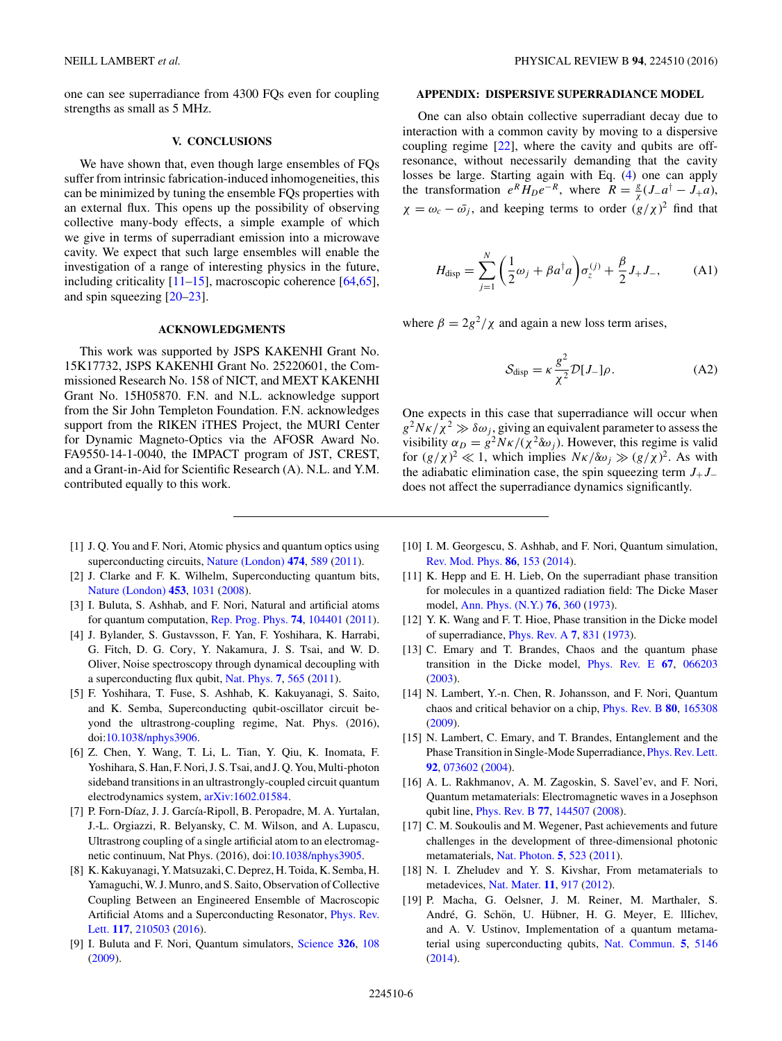one can see superradiance from 4300 FQs even for coupling strengths as small as 5 MHz.

## V. CONCLUSIONS

We have shown that, even though large ensembles of FQs suffer from intrinsic fabrication-induced inhomogeneities, this can be minimized by tuning the ensemble FQs properties with an external flux. This opens up the possibility of observing collective many-body effects, a simple example of which we give in terms of superradiant emission into a microwave cavity. We expect that such large ensembles will enable the investigation of a range of interesting physics in the future, including criticality [11–15], macroscopic coherence [64,65], and spin squeezing [20–23].

## ACKNOWLEDGMENTS

This work was supported by JSPS KAKENHI Grant No. 15K17732, JSPS KAKENHI Grant No. 25220601, the Commissioned Research No. 158 of NICT, and MEXT KAKENHI Grant No. 15H05870. F.N. and N.L. acknowledge support from the Sir John Templeton Foundation. F.N. acknowledges support from the RIKEN iTHES Project, the MURI Center for Dynamic Magneto-Optics via the AFOSR Award No. FA9550-14-1-0040, the IMPACT program of JST, CREST, and a Grant-in-Aid for Scientific Research (A). N.L. and Y.M. contributed equally to this work.

## APPENDIX: DISPERSIVE SUPERRADIANCE MODEL

One can also obtain collective superradiant decay due to interaction with a common cavity by moving to a dispersive coupling regime [22], where the cavity and qubits are off-resonance, without necessarily demanding that the cavity losses be large. Starting again with Eq. (4) one can apply the transformation $e^R H_D e^{-R}$, where $R = \frac{g}{\chi}(J_- a^\dagger - J_+ a)$, $\chi = \omega_c - \bar{\omega}_j$, and keeping terms to order $(g/\chi)^2$ find that

$$H_{\rm disp} = \sum_{j=1}^{N} \left(\frac{1}{2}\omega_j + \beta a^\dagger a\right)\sigma_z^{(j)} + \frac{\beta}{2} J_+ J_-, \tag{A1}$$

where $\beta = 2g^2/\chi$ and again a new loss term arises,

$$\mathcal{S}_{\rm disp} = \kappa \frac{g^2}{\chi^2} \mathcal{D}[J_-]\rho. \tag{A2}$$

One expects in this case that superradiance will occur when $g^2 N\kappa/\chi^2 \gg \delta\omega_j$, giving an equivalent parameter to assess the visibility $\alpha_D = g^2 N\kappa/(\chi^2 \delta\omega_j)$. However, this regime is valid for $(g/\chi)^2 \ll 1$, which implies $N\kappa/\delta\omega_j \gg (g/\chi)^2$. As with the adiabatic elimination case, the spin squeezing term $J_+ J_-$ does not affect the superradiance dynamics significantly.

---

[1] J. Q. You and F. Nori, Atomic physics and quantum optics using superconducting circuits, Nature (London) **474**, 589 (2011).

[2] J. Clarke and F. K. Wilhelm, Superconducting quantum bits, Nature (London) **453**, 1031 (2008).

[3] I. Buluta, S. Ashhab, and F. Nori, Natural and artificial atoms for quantum computation, Rep. Prog. Phys. **74**, 104401 (2011).

[4] J. Bylander, S. Gustavsson, F. Yan, F. Yoshihara, K. Harrabi, G. Fitch, D. G. Cory, Y. Nakamura, J. S. Tsai, and W. D. Oliver, Noise spectroscopy through dynamical decoupling with a superconducting flux qubit, Nat. Phys. **7**, 565 (2011).

[5] F. Yoshihara, T. Fuse, S. Ashhab, K. Kakuyanagi, S. Saito, and K. Semba, Superconducting qubit-oscillator circuit beyond the ultrastrong-coupling regime, Nat. Phys. (2016), doi:10.1038/nphys3906.

[6] Z. Chen, Y. Wang, T. Li, L. Tian, Y. Qiu, K. Inomata, F. Yoshihara, S. Han, F. Nori, J. S. Tsai, and J. Q. You, Multi-photon sideband transitions in an ultrastrongly-coupled circuit quantum electrodynamics system, arXiv:1602.01584.

[7] P. Forn-Díaz, J. J. García-Ripoll, B. Peropadre, M. A. Yurtalan, J.-L. Orgiazzi, R. Belyansky, C. M. Wilson, and A. Lupascu, Ultrastrong coupling of a single artificial atom to an electromagnetic continuum, Nat Phys. (2016), doi:10.1038/nphys3905.

[8] K. Kakuyanagi, Y. Matsuzaki, C. Deprez, H. Toida, K. Semba, H. Yamaguchi, W. J. Munro, and S. Saito, Observation of Collective Coupling Between an Engineered Ensemble of Macroscopic Artificial Atoms and a Superconducting Resonator, Phys. Rev. Lett. **117**, 210503 (2016).

[9] I. Buluta and F. Nori, Quantum simulators, Science **326**, 108 (2009).

[10] I. M. Georgescu, S. Ashhab, and F. Nori, Quantum simulation, Rev. Mod. Phys. **86**, 153 (2014).

[11] K. Hepp and E. H. Lieb, On the superradiant phase transition for molecules in a quantized radiation field: The Dicke Maser model, Ann. Phys. (N.Y.) **76**, 360 (1973).

[12] Y. K. Wang and F. T. Hioe, Phase transition in the Dicke model of superradiance, Phys. Rev. A **7**, 831 (1973).

[13] C. Emary and T. Brandes, Chaos and the quantum phase transition in the Dicke model, Phys. Rev. E **67**, 066203 (2003).

[14] N. Lambert, Y.-n. Chen, R. Johansson, and F. Nori, Quantum chaos and critical behavior on a chip, Phys. Rev. B **80**, 165308 (2009).

[15] N. Lambert, C. Emary, and T. Brandes, Entanglement and the Phase Transition in Single-Mode Superradiance, Phys. Rev. Lett. **92**, 073602 (2004).

[16] A. L. Rakhmanov, A. M. Zagoskin, S. Savel'ev, and F. Nori, Quantum metamaterials: Electromagnetic waves in a Josephson qubit line, Phys. Rev. B **77**, 144507 (2008).

[17] C. M. Soukoulis and M. Wegener, Past achievements and future challenges in the development of three-dimensional photonic metamaterials, Nat. Photon. **5**, 523 (2011).

[18] N. I. Zheludev and Y. S. Kivshar, From metamaterials to metadevices, Nat. Mater. **11**, 917 (2012).

[19] P. Macha, G. Oelsner, J. M. Reiner, M. Marthaler, S. André, G. Schön, U. Hübner, H. G. Meyer, E. Illichev, and A. V. Ustinov, Implementation of a quantum metamaterial using superconducting qubits, Nat. Commun. **5**, 5146 (2014).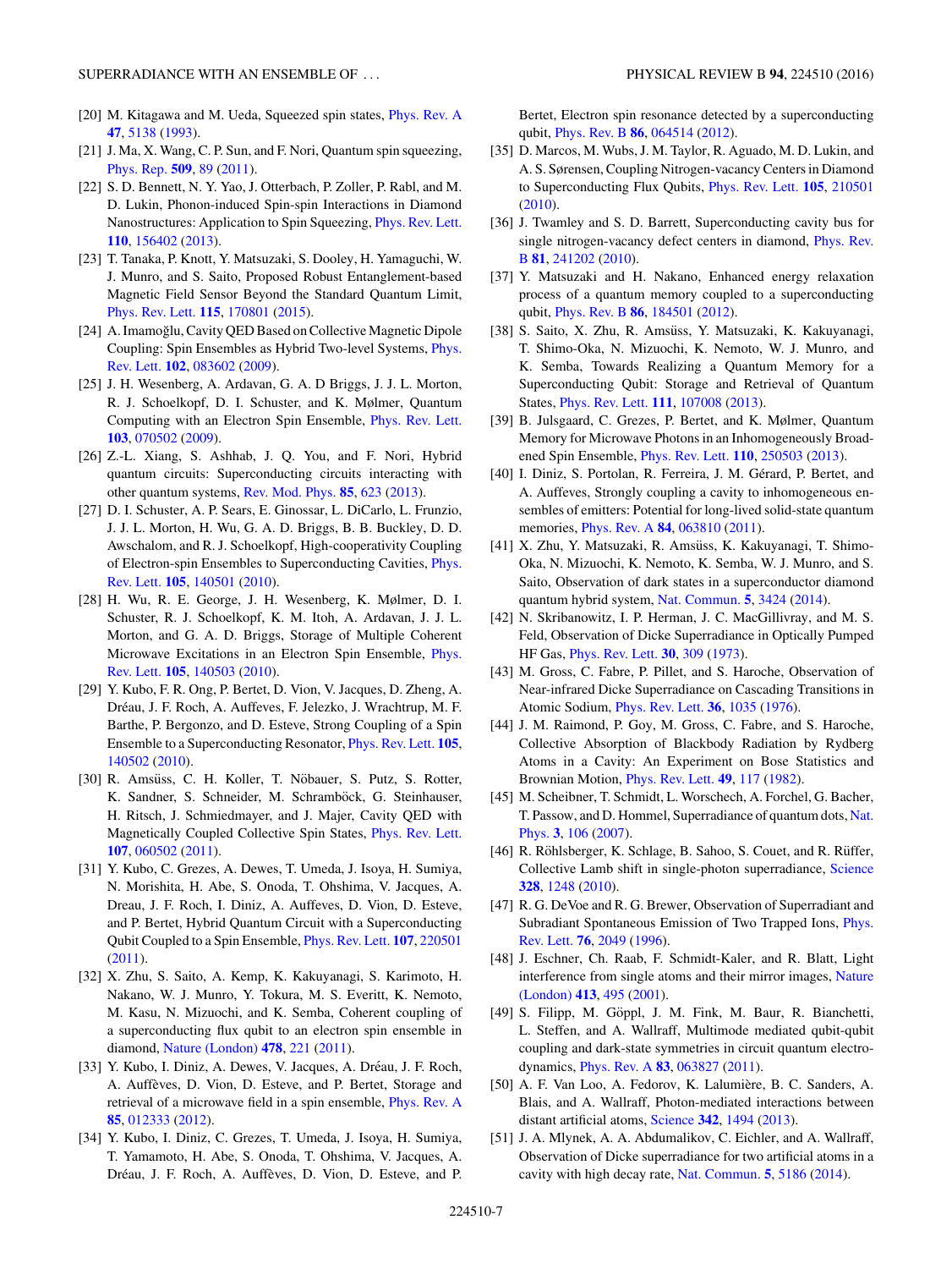[20] M. Kitagawa and M. Ueda, Squeezed spin states, Phys. Rev. A **47**, 5138 (1993).

[21] J. Ma, X. Wang, C. P. Sun, and F. Nori, Quantum spin squeezing, Phys. Rep. **509**, 89 (2011).

[22] S. D. Bennett, N. Y. Yao, J. Otterbach, P. Zoller, P. Rabl, and M. D. Lukin, Phonon-induced Spin-spin Interactions in Diamond Nanostructures: Application to Spin Squeezing, Phys. Rev. Lett. **110**, 156402 (2013).

[23] T. Tanaka, P. Knott, Y. Matsuzaki, S. Dooley, H. Yamaguchi, W. J. Munro, and S. Saito, Proposed Robust Entanglement-based Magnetic Field Sensor Beyond the Standard Quantum Limit, Phys. Rev. Lett. **115**, 170801 (2015).

[24] A. Imamoğlu, Cavity QED Based on Collective Magnetic Dipole Coupling: Spin Ensembles as Hybrid Two-level Systems, Phys. Rev. Lett. **102**, 083602 (2009).

[25] J. H. Wesenberg, A. Ardavan, G. A. D Briggs, J. J. L. Morton, R. J. Schoelkopf, D. I. Schuster, and K. Mølmer, Quantum Computing with an Electron Spin Ensemble, Phys. Rev. Lett. **103**, 070502 (2009).

[26] Z.-L. Xiang, S. Ashhab, J. Q. You, and F. Nori, Hybrid quantum circuits: Superconducting circuits interacting with other quantum systems, Rev. Mod. Phys. **85**, 623 (2013).

[27] D. I. Schuster, A. P. Sears, E. Ginossar, L. DiCarlo, L. Frunzio, J. J. L. Morton, H. Wu, G. A. D. Briggs, B. B. Buckley, D. D. Awschalom, and R. J. Schoelkopf, High-cooperativity Coupling of Electron-spin Ensembles to Superconducting Cavities, Phys. Rev. Lett. **105**, 140501 (2010).

[28] H. Wu, R. E. George, J. H. Wesenberg, K. Mølmer, D. I. Schuster, R. J. Schoelkopf, K. M. Itoh, A. Ardavan, J. J. L. Morton, and G. A. D. Briggs, Storage of Multiple Coherent Microwave Excitations in an Electron Spin Ensemble, Phys. Rev. Lett. **105**, 140503 (2010).

[29] Y. Kubo, F. R. Ong, P. Bertet, D. Vion, V. Jacques, D. Zheng, A. Dréau, J. F. Roch, A. Auffeves, F. Jelezko, J. Wrachtrup, M. F. Barthe, P. Bergonzo, and D. Esteve, Strong Coupling of a Spin Ensemble to a Superconducting Resonator, Phys. Rev. Lett. **105**, 140502 (2010).

[30] R. Amsüss, C. H. Koller, T. Nöbauer, S. Putz, S. Rotter, K. Sandner, S. Schneider, M. Schramböck, G. Steinhauser, H. Ritsch, J. Schmiedmayer, and J. Majer, Cavity QED with Magnetically Coupled Collective Spin States, Phys. Rev. Lett. **107**, 060502 (2011).

[31] Y. Kubo, C. Grezes, A. Dewes, T. Umeda, J. Isoya, H. Sumiya, N. Morishita, H. Abe, S. Onoda, T. Ohshima, V. Jacques, A. Dreau, J. F. Roch, I. Diniz, A. Auffeves, D. Vion, D. Esteve, and P. Bertet, Hybrid Quantum Circuit with a Superconducting Qubit Coupled to a Spin Ensemble, Phys. Rev. Lett. **107**, 220501 (2011).

[32] X. Zhu, S. Saito, A. Kemp, K. Kakuyanagi, S. Karimoto, H. Nakano, W. J. Munro, Y. Tokura, M. S. Everitt, K. Nemoto, M. Kasu, N. Mizuochi, and K. Semba, Coherent coupling of a superconducting flux qubit to an electron spin ensemble in diamond, Nature (London) **478**, 221 (2011).

[33] Y. Kubo, I. Diniz, A. Dewes, V. Jacques, A. Dréau, J. F. Roch, A. Auffèves, D. Vion, D. Esteve, and P. Bertet, Storage and retrieval of a microwave field in a spin ensemble, Phys. Rev. A **85**, 012333 (2012).

[34] Y. Kubo, I. Diniz, C. Grezes, T. Umeda, J. Isoya, H. Sumiya, T. Yamamoto, H. Abe, S. Onoda, T. Ohshima, V. Jacques, A. Dréau, J. F. Roch, A. Auffèves, D. Vion, D. Esteve, and P. Bertet, Electron spin resonance detected by a superconducting qubit, Phys. Rev. B **86**, 064514 (2012).

[35] D. Marcos, M. Wubs, J. M. Taylor, R. Aguado, M. D. Lukin, and A. S. Sørensen, Coupling Nitrogen-vacancy Centers in Diamond to Superconducting Flux Qubits, Phys. Rev. Lett. **105**, 210501 (2010).

[36] J. Twamley and S. D. Barrett, Superconducting cavity bus for single nitrogen-vacancy defect centers in diamond, Phys. Rev. B **81**, 241202 (2010).

[37] Y. Matsuzaki and H. Nakano, Enhanced energy relaxation process of a quantum memory coupled to a superconducting qubit, Phys. Rev. B **86**, 184501 (2012).

[38] S. Saito, X. Zhu, R. Amsüss, Y. Matsuzaki, K. Kakuyanagi, T. Shimo-Oka, N. Mizuochi, K. Nemoto, W. J. Munro, and K. Semba, Towards Realizing a Quantum Memory for a Superconducting Qubit: Storage and Retrieval of Quantum States, Phys. Rev. Lett. **111**, 107008 (2013).

[39] B. Julsgaard, C. Grezes, P. Bertet, and K. Mølmer, Quantum Memory for Microwave Photons in an Inhomogeneously Broadened Spin Ensemble, Phys. Rev. Lett. **110**, 250503 (2013).

[40] I. Diniz, S. Portolan, R. Ferreira, J. M. Gérard, P. Bertet, and A. Auffeves, Strongly coupling a cavity to inhomogeneous ensembles of emitters: Potential for long-lived solid-state quantum memories, Phys. Rev. A **84**, 063810 (2011).

[41] X. Zhu, Y. Matsuzaki, R. Amsüss, K. Kakuyanagi, T. Shimo-Oka, N. Mizuochi, K. Nemoto, K. Semba, W. J. Munro, and S. Saito, Observation of dark states in a superconductor diamond quantum hybrid system, Nat. Commun. **5**, 3424 (2014).

[42] N. Skribanowitz, I. P. Herman, J. C. MacGillivray, and M. S. Feld, Observation of Dicke Superradiance in Optically Pumped HF Gas, Phys. Rev. Lett. **30**, 309 (1973).

[43] M. Gross, C. Fabre, P. Pillet, and S. Haroche, Observation of Near-infrared Dicke Superradiance on Cascading Transitions in Atomic Sodium, Phys. Rev. Lett. **36**, 1035 (1976).

[44] J. M. Raimond, P. Goy, M. Gross, C. Fabre, and S. Haroche, Collective Absorption of Blackbody Radiation by Rydberg Atoms in a Cavity: An Experiment on Bose Statistics and Brownian Motion, Phys. Rev. Lett. **49**, 117 (1982).

[45] M. Scheibner, T. Schmidt, L. Worschech, A. Forchel, G. Bacher, T. Passow, and D. Hommel, Superradiance of quantum dots, Nat. Phys. **3**, 106 (2007).

[46] R. Röhlsberger, K. Schlage, B. Sahoo, S. Couet, and R. Rüffer, Collective Lamb shift in single-photon superradiance, Science **328**, 1248 (2010).

[47] R. G. DeVoe and R. G. Brewer, Observation of Superradiant and Subradiant Spontaneous Emission of Two Trapped Ions, Phys. Rev. Lett. **76**, 2049 (1996).

[48] J. Eschner, Ch. Raab, F. Schmidt-Kaler, and R. Blatt, Light interference from single atoms and their mirror images, Nature (London) **413**, 495 (2001).

[49] S. Filipp, M. Göppl, J. M. Fink, M. Baur, R. Bianchetti, L. Steffen, and A. Wallraff, Multimode mediated qubit-qubit coupling and dark-state symmetries in circuit quantum electrodynamics, Phys. Rev. A **83**, 063827 (2011).

[50] A. F. Van Loo, A. Fedorov, K. Lalumière, B. C. Sanders, A. Blais, and A. Wallraff, Photon-mediated interactions between distant artificial atoms, Science **342**, 1494 (2013).

[51] J. A. Mlynek, A. A. Abdumalikov, C. Eichler, and A. Wallraff, Observation of Dicke superradiance for two artificial atoms in a cavity with high decay rate, Nat. Commun. **5**, 5186 (2014).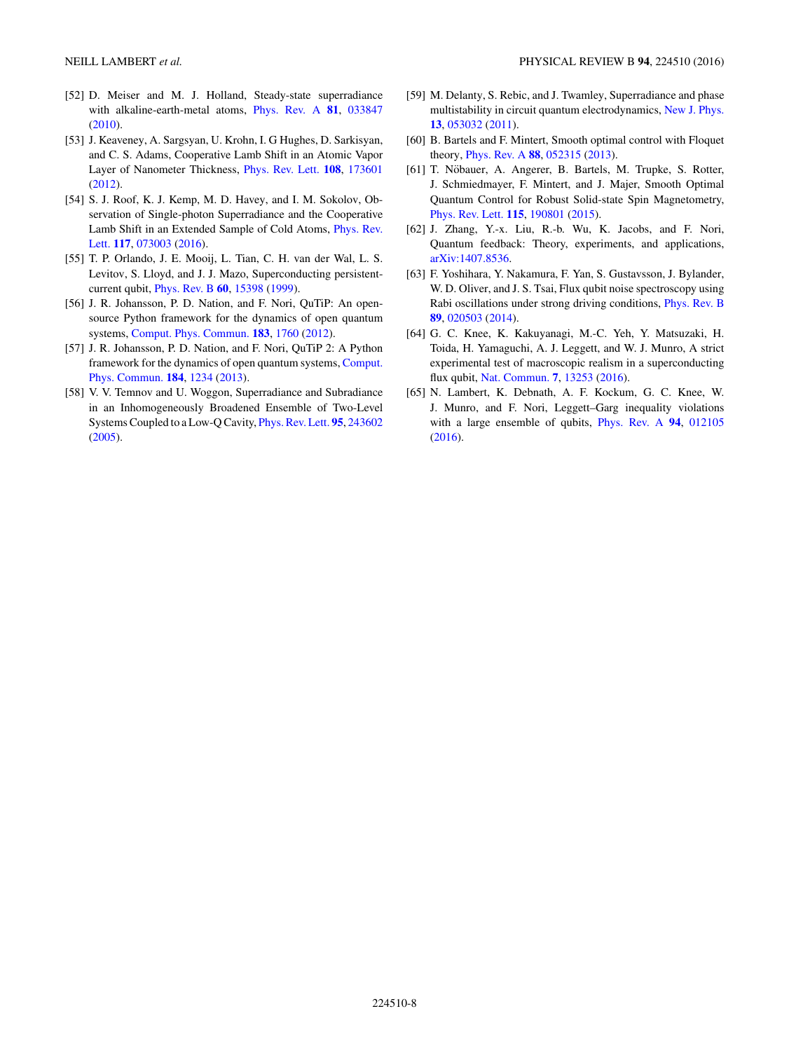[52] D. Meiser and M. J. Holland, Steady-state superradiance with alkaline-earth-metal atoms, Phys. Rev. A **81**, 033847 (2010).

[53] J. Keaveney, A. Sargsyan, U. Krohn, I. G Hughes, D. Sarkisyan, and C. S. Adams, Cooperative Lamb Shift in an Atomic Vapor Layer of Nanometer Thickness, Phys. Rev. Lett. **108**, 173601 (2012).

[54] S. J. Roof, K. J. Kemp, M. D. Havey, and I. M. Sokolov, Observation of Single-photon Superradiance and the Cooperative Lamb Shift in an Extended Sample of Cold Atoms, Phys. Rev. Lett. **117**, 073003 (2016).

[55] T. P. Orlando, J. E. Mooij, L. Tian, C. H. van der Wal, L. S. Levitov, S. Lloyd, and J. J. Mazo, Superconducting persistent-current qubit, Phys. Rev. B **60**, 15398 (1999).

[56] J. R. Johansson, P. D. Nation, and F. Nori, QuTiP: An open-source Python framework for the dynamics of open quantum systems, Comput. Phys. Commun. **183**, 1760 (2012).

[57] J. R. Johansson, P. D. Nation, and F. Nori, QuTiP 2: A Python framework for the dynamics of open quantum systems, Comput. Phys. Commun. **184**, 1234 (2013).

[58] V. V. Temnov and U. Woggon, Superradiance and Subradiance in an Inhomogeneously Broadened Ensemble of Two-Level Systems Coupled to a Low-Q Cavity, Phys. Rev. Lett. **95**, 243602 (2005).

[59] M. Delanty, S. Rebic, and J. Twamley, Superradiance and phase multistability in circuit quantum electrodynamics, New J. Phys. **13**, 053032 (2011).

[60] B. Bartels and F. Mintert, Smooth optimal control with Floquet theory, Phys. Rev. A **88**, 052315 (2013).

[61] T. Nöbauer, A. Angerer, B. Bartels, M. Trupke, S. Rotter, J. Schmiedmayer, F. Mintert, and J. Majer, Smooth Optimal Quantum Control for Robust Solid-state Spin Magnetometry, Phys. Rev. Lett. **115**, 190801 (2015).

[62] J. Zhang, Y.-x. Liu, R.-b. Wu, K. Jacobs, and F. Nori, Quantum feedback: Theory, experiments, and applications, arXiv:1407.8536.

[63] F. Yoshihara, Y. Nakamura, F. Yan, S. Gustavsson, J. Bylander, W. D. Oliver, and J. S. Tsai, Flux qubit noise spectroscopy using Rabi oscillations under strong driving conditions, Phys. Rev. B **89**, 020503 (2014).

[64] G. C. Knee, K. Kakuyanagi, M.-C. Yeh, Y. Matsuzaki, H. Toida, H. Yamaguchi, A. J. Leggett, and W. J. Munro, A strict experimental test of macroscopic realism in a superconducting flux qubit, Nat. Commun. **7**, 13253 (2016).

[65] N. Lambert, K. Debnath, A. F. Kockum, G. C. Knee, W. J. Munro, and F. Nori, Leggett–Garg inequality violations with a large ensemble of qubits, Phys. Rev. A **94**, 012105 (2016).